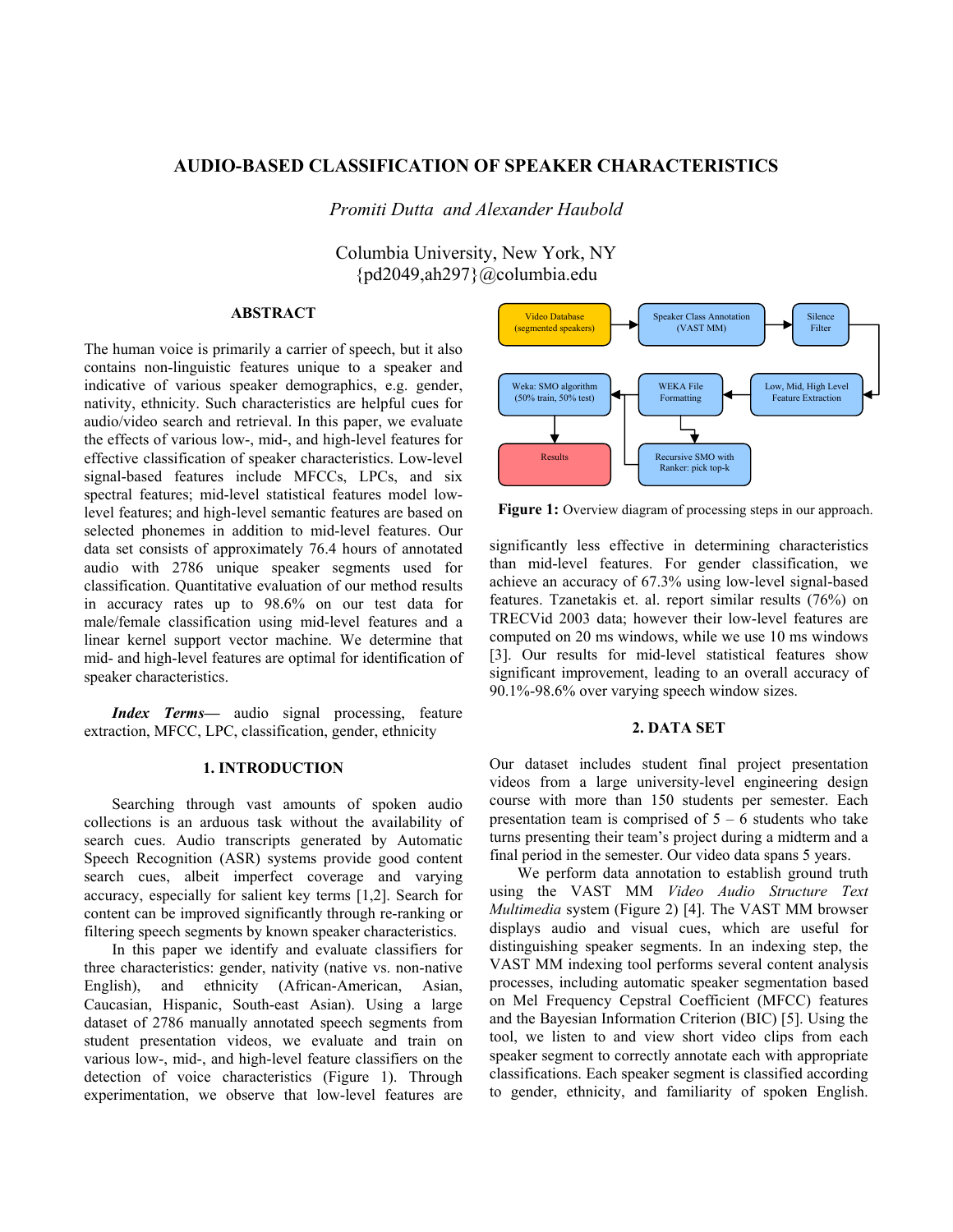# AUDIO-BASED CLASSIFICATION OF SPEAKER CHARACTERISTICS

*Promiti Dutta and Alexander Haubold*

Columbia University, New York, NY
{pd2049,ah297}@columbia.edu

## ABSTRACT

The human voice is primarily a carrier of speech, but it also contains non-linguistic features unique to a speaker and indicative of various speaker demographics, e.g. gender, nativity, ethnicity. Such characteristics are helpful cues for audio/video search and retrieval. In this paper, we evaluate the effects of various low-, mid-, and high-level features for effective classification of speaker characteristics. Low-level signal-based features include MFCCs, LPCs, and six spectral features; mid-level statistical features model low-level features; and high-level semantic features are based on selected phonemes in addition to mid-level features. Our data set consists of approximately 76.4 hours of annotated audio with 2786 unique speaker segments used for classification. Quantitative evaluation of our method results in accuracy rates up to 98.6% on our test data for male/female classification using mid-level features and a linear kernel support vector machine. We determine that mid- and high-level features are optimal for identification of speaker characteristics.

***Index Terms***— audio signal processing, feature extraction, MFCC, LPC, classification, gender, ethnicity

## 1. INTRODUCTION

Searching through vast amounts of spoken audio collections is an arduous task without the availability of search cues. Audio transcripts generated by Automatic Speech Recognition (ASR) systems provide good content search cues, albeit imperfect coverage and varying accuracy, especially for salient key terms [1,2]. Search for content can be improved significantly through re-ranking or filtering speech segments by known speaker characteristics.

In this paper we identify and evaluate classifiers for three characteristics: gender, nativity (native vs. non-native English), and ethnicity (African-American, Asian, Caucasian, Hispanic, South-east Asian). Using a large dataset of 2786 manually annotated speech segments from student presentation videos, we evaluate and train on various low-, mid-, and high-level feature classifiers on the detection of voice characteristics (Figure 1). Through experimentation, we observe that low-level features are significantly less effective in determining characteristics than mid-level features. For gender classification, we achieve an accuracy of 67.3% using low-level signal-based features. Tzanetakis et. al. report similar results (76%) on TRECVid 2003 data; however their low-level features are computed on 20 ms windows, while we use 10 ms windows [3]. Our results for mid-level statistical features show significant improvement, leading to an overall accuracy of 90.1%-98.6% over varying speech window sizes.

Video Database (segmented speakers) → Speaker Class Annotation (VAST MM) → Silence Filter → Low, Mid, High Level Feature Extraction → WEKA File Formatting → Weka: SMO algorithm (50% train, 50% test) → Results; WEKA File Formatting → Recursive SMO with Ranker: pick top-k → Weka: SMO algorithm

**Figure 1:** Overview diagram of processing steps in our approach.

## 2. DATA SET

Our dataset includes student final project presentation videos from a large university-level engineering design course with more than 150 students per semester. Each presentation team is comprised of 5 – 6 students who take turns presenting their team's project during a midterm and a final period in the semester. Our video data spans 5 years.

We perform data annotation to establish ground truth using the VAST MM *Video Audio Structure Text Multimedia* system (Figure 2) [4]. The VAST MM browser displays audio and visual cues, which are useful for distinguishing speaker segments. In an indexing step, the VAST MM indexing tool performs several content analysis processes, including automatic speaker segmentation based on Mel Frequency Cepstral Coefficient (MFCC) features and the Bayesian Information Criterion (BIC) [5]. Using the tool, we listen to and view short video clips from each speaker segment to correctly annotate each with appropriate classifications. Each speaker segment is classified according to gender, ethnicity, and familiarity of spoken English.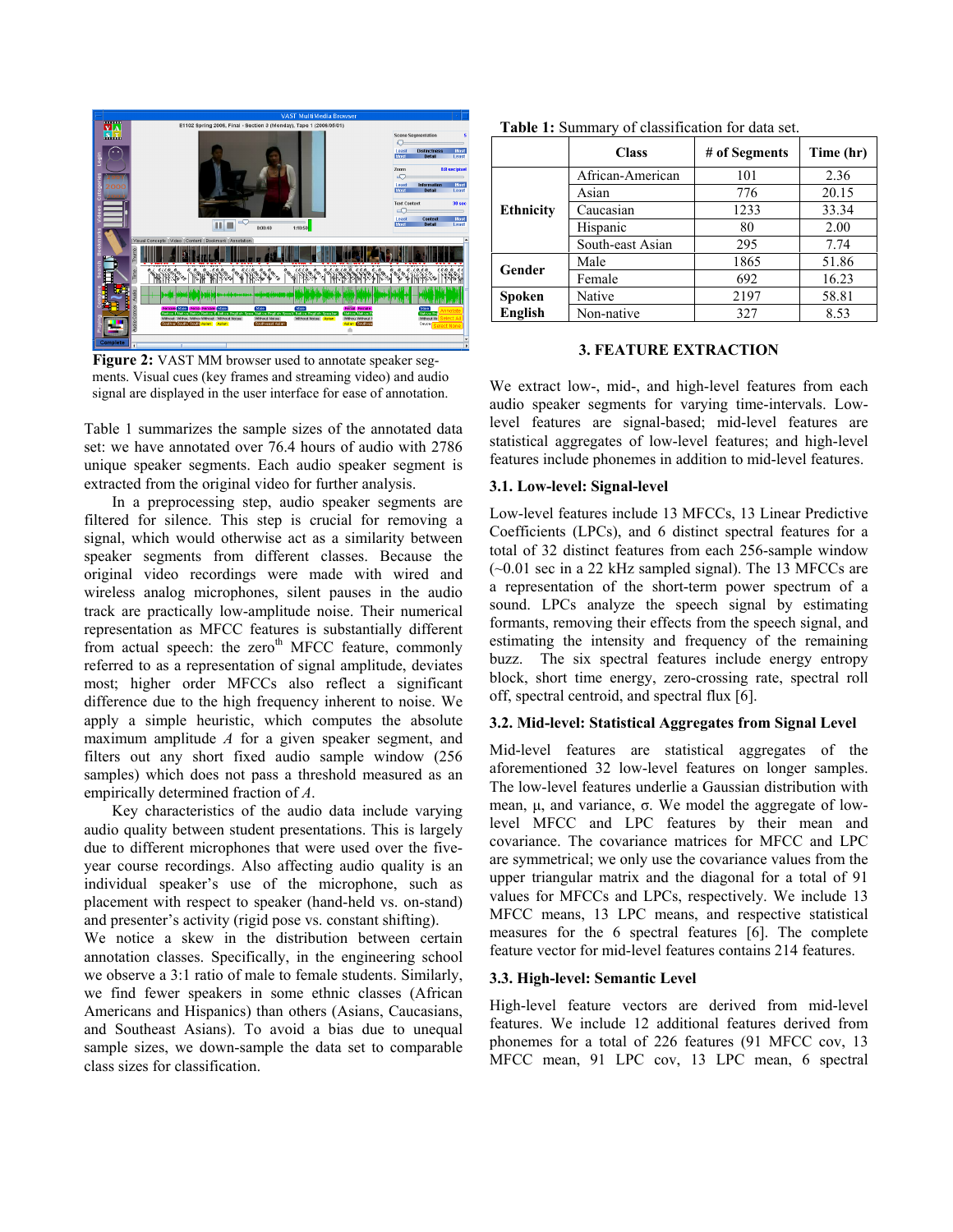**Figure 2:** VAST MM browser used to annotate speaker segments. Visual cues (key frames and streaming video) and audio signal are displayed in the user interface for ease of annotation.

Table 1 summarizes the sample sizes of the annotated data set: we have annotated over 76.4 hours of audio with 2786 unique speaker segments. Each audio speaker segment is extracted from the original video for further analysis.

In a preprocessing step, audio speaker segments are filtered for silence. This step is crucial for removing a signal, which would otherwise act as a similarity between speaker segments from different classes. Because the original video recordings were made with wired and wireless analog microphones, silent pauses in the audio track are practically low-amplitude noise. Their numerical representation as MFCC features is substantially different from actual speech: the zero[th] MFCC feature, commonly referred to as a representation of signal amplitude, deviates most; higher order MFCCs also reflect a significant difference due to the high frequency inherent to noise. We apply a simple heuristic, which computes the absolute maximum amplitude $A$ for a given speaker segment, and filters out any short fixed audio sample window (256 samples) which does not pass a threshold measured as an empirically determined fraction of $A$.

Key characteristics of the audio data include varying audio quality between student presentations. This is largely due to different microphones that were used over the five-year course recordings. Also affecting audio quality is an individual speaker's use of the microphone, such as placement with respect to speaker (hand-held vs. on-stand) and presenter's activity (rigid pose vs. constant shifting). We notice a skew in the distribution between certain annotation classes. Specifically, in the engineering school we observe a 3:1 ratio of male to female students. Similarly, we find fewer speakers in some ethnic classes (African Americans and Hispanics) than others (Asians, Caucasians, and Southeast Asians). To avoid a bias due to unequal sample sizes, we down-sample the data set to comparable class sizes for classification.

**Table 1:** Summary of classification for data set.

| | Class | # of Segments | Time (hr) |
|---|---|---|---|
| Ethnicity | African-American | 101 | 2.36 |
| | Asian | 776 | 20.15 |
| | Caucasian | 1233 | 33.34 |
| | Hispanic | 80 | 2.00 |
| | South-east Asian | 295 | 7.74 |
| Gender | Male | 1865 | 51.86 |
| | Female | 692 | 16.23 |
| Spoken English | Native | 2197 | 58.81 |
| | Non-native | 327 | 8.53 |

## 3. FEATURE EXTRACTION

We extract low-, mid-, and high-level features from each audio speaker segments for varying time-intervals. Low-level features are signal-based; mid-level features are statistical aggregates of low-level features; and high-level features include phonemes in addition to mid-level features.

### 3.1. Low-level: Signal-level

Low-level features include 13 MFCCs, 13 Linear Predictive Coefficients (LPCs), and 6 distinct spectral features for a total of 32 distinct features from each 256-sample window (~0.01 sec in a 22 kHz sampled signal). The 13 MFCCs are a representation of the short-term power spectrum of a sound. LPCs analyze the speech signal by estimating formants, removing their effects from the speech signal, and estimating the intensity and frequency of the remaining buzz. The six spectral features include energy entropy block, short time energy, zero-crossing rate, spectral roll off, spectral centroid, and spectral flux [6].

### 3.2. Mid-level: Statistical Aggregates from Signal Level

Mid-level features are statistical aggregates of the aforementioned 32 low-level features on longer samples. The low-level features underlie a Gaussian distribution with mean, $\mu$, and variance, $\sigma$. We model the aggregate of low-level MFCC and LPC features by their mean and covariance. The covariance matrices for MFCC and LPC are symmetrical; we only use the covariance values from the upper triangular matrix and the diagonal for a total of 91 values for MFCCs and LPCs, respectively. We include 13 MFCC means, 13 LPC means, and respective statistical measures for the 6 spectral features [6]. The complete feature vector for mid-level features contains 214 features.

### 3.3. High-level: Semantic Level

High-level feature vectors are derived from mid-level features. We include 12 additional features derived from phonemes for a total of 226 features (91 MFCC cov, 13 MFCC mean, 91 LPC cov, 13 LPC mean, 6 spectral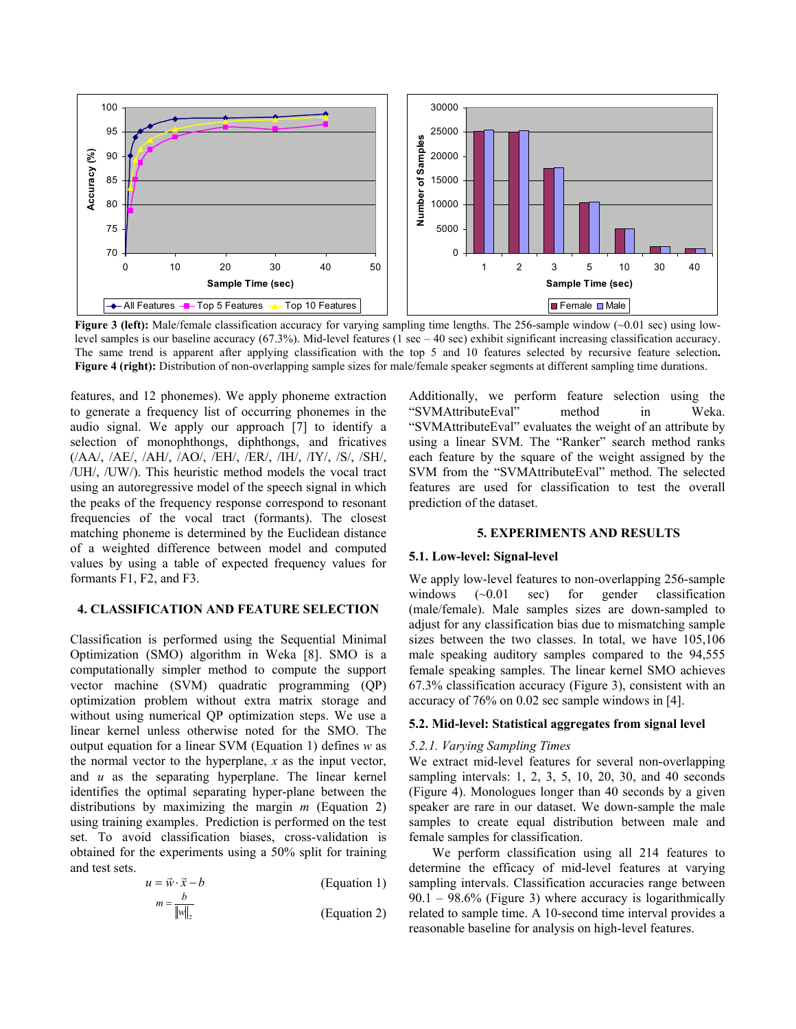Figure 3 (left): Male/female classification accuracy for varying sampling time lengths. The 256-sample window (~0.01 sec) using low-level samples is our baseline accuracy (67.3%). Mid-level features (1 sec – 40 sec) exhibit significant increasing classification accuracy. The same trend is apparent after applying classification with the top 5 and 10 features selected by recursive feature selection. **Figure 4 (right):** Distribution of non-overlapping sample sizes for male/female speaker segments at different sampling time durations.

features, and 12 phonemes). We apply phoneme extraction to generate a frequency list of occurring phonemes in the audio signal. We apply our approach [7] to identify a selection of monophthongs, diphthongs, and fricatives (/AA/, /AE/, /AH/, /AO/, /EH/, /ER/, /IH/, /IY/, /S/, /SH/, /UH/, /UW/). This heuristic method models the vocal tract using an autoregressive model of the speech signal in which the peaks of the frequency response correspond to resonant frequencies of the vocal tract (formants). The closest matching phoneme is determined by the Euclidean distance of a weighted difference between model and computed values by using a table of expected frequency values for formants F1, F2, and F3.

## 4. CLASSIFICATION AND FEATURE SELECTION

Classification is performed using the Sequential Minimal Optimization (SMO) algorithm in Weka [8]. SMO is a computationally simpler method to compute the support vector machine (SVM) quadratic programming (QP) optimization problem without extra matrix storage and without using numerical QP optimization steps. We use a linear kernel unless otherwise noted for the SMO. The output equation for a linear SVM (Equation 1) defines *w* as the normal vector to the hyperplane, *x* as the input vector, and *u* as the separating hyperplane. The linear kernel identifies the optimal separating hyper-plane between the distributions by maximizing the margin *m* (Equation 2) using training examples. Prediction is performed on the test set. To avoid classification biases, cross-validation is obtained for the experiments using a 50% split for training and test sets.

$$u = \vec{w} \cdot \vec{x} - b \qquad \text{(Equation 1)}$$

$$m = \frac{b}{\|w\|_2} \qquad \text{(Equation 2)}$$

Additionally, we perform feature selection using the "SVMAttributeEval" method in Weka. "SVMAttributeEval" evaluates the weight of an attribute by using a linear SVM. The "Ranker" search method ranks each feature by the square of the weight assigned by the SVM from the "SVMAttributeEval" method. The selected features are used for classification to test the overall prediction of the dataset.

## 5. EXPERIMENTS AND RESULTS

### 5.1. Low-level: Signal-level

We apply low-level features to non-overlapping 256-sample windows (~0.01 sec) for gender classification (male/female). Male samples sizes are down-sampled to adjust for any classification bias due to mismatching sample sizes between the two classes. In total, we have 105,106 male speaking auditory samples compared to the 94,555 female speaking samples. The linear kernel SMO achieves 67.3% classification accuracy (Figure 3), consistent with an accuracy of 76% on 0.02 sec sample windows in [4].

### 5.2. Mid-level: Statistical aggregates from signal level

*5.2.1. Varying Sampling Times*

We extract mid-level features for several non-overlapping sampling intervals: 1, 2, 3, 5, 10, 20, 30, and 40 seconds (Figure 4). Monologues longer than 40 seconds by a given speaker are rare in our dataset. We down-sample the male samples to create equal distribution between male and female samples for classification.

We perform classification using all 214 features to determine the efficacy of mid-level features at varying sampling intervals. Classification accuracies range between 90.1 – 98.6% (Figure 3) where accuracy is logarithmically related to sample time. A 10-second time interval provides a reasonable baseline for analysis on high-level features.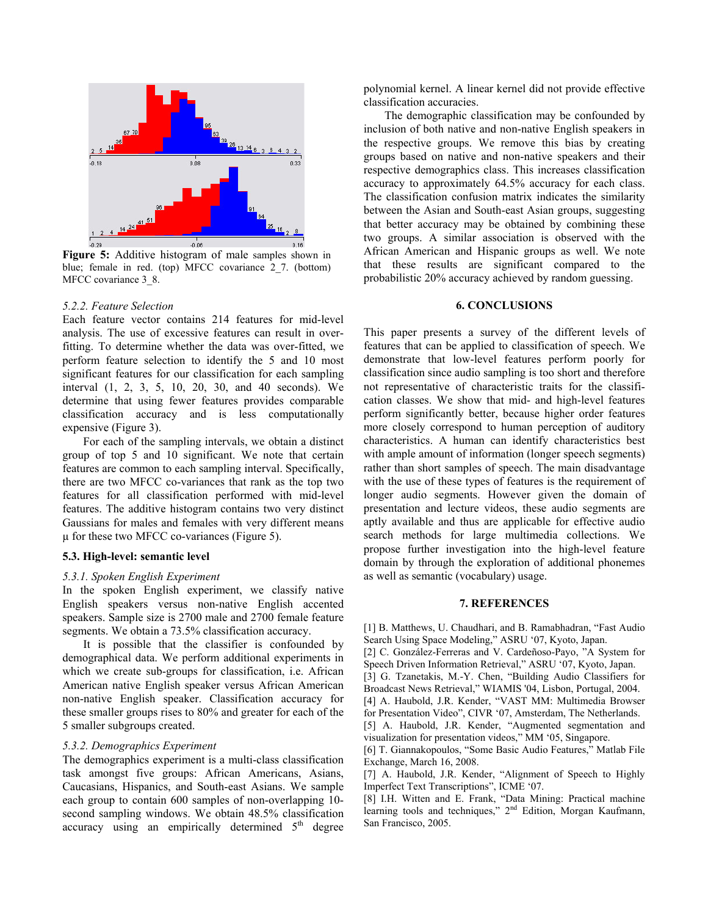2 5 14 35 67 70 95 63 39 26 13 14 6 3 8 4 3 2

-0.18 0.08 0.33

1 2 4 14 24 41 51 96 91 64 25 16 2 8

-0.29 -0.06 0.16

**Figure 5:** Additive histogram of male samples shown in blue; female in red. (top) MFCC covariance 2_7. (bottom) MFCC covariance 3_8.

*5.2.2. Feature Selection*

Each feature vector contains 214 features for mid-level analysis. The use of excessive features can result in over-fitting. To determine whether the data was over-fitted, we perform feature selection to identify the 5 and 10 most significant features for our classification for each sampling interval (1, 2, 3, 5, 10, 20, 30, and 40 seconds). We determine that using fewer features provides comparable classification accuracy and is less computationally expensive (Figure 3).

For each of the sampling intervals, we obtain a distinct group of top 5 and 10 significant. We note that certain features are common to each sampling interval. Specifically, there are two MFCC co-variances that rank as the top two features for all classification performed with mid-level features. The additive histogram contains two very distinct Gaussians for males and females with very different means $\mu$ for these two MFCC co-variances (Figure 5).

### 5.3. High-level: semantic level

*5.3.1. Spoken English Experiment*

In the spoken English experiment, we classify native English speakers versus non-native English accented speakers. Sample size is 2700 male and 2700 female feature segments. We obtain a 73.5% classification accuracy.

It is possible that the classifier is confounded by demographical data. We perform additional experiments in which we create sub-groups for classification, i.e. African American native English speaker versus African American non-native English speaker. Classification accuracy for these smaller groups rises to 80% and greater for each of the 5 smaller subgroups created.

*5.3.2. Demographics Experiment*

The demographics experiment is a multi-class classification task amongst five groups: African Americans, Asians, Caucasians, Hispanics, and South-east Asians. We sample each group to contain 600 samples of non-overlapping 10-second sampling windows. We obtain 48.5% classification accuracy using an empirically determined 5th degree polynomial kernel. A linear kernel did not provide effective classification accuracies.

The demographic classification may be confounded by inclusion of both native and non-native English speakers in the respective groups. We remove this bias by creating groups based on native and non-native speakers and their respective demographics class. This increases classification accuracy to approximately 64.5% accuracy for each class. The classification confusion matrix indicates the similarity between the Asian and South-east Asian groups, suggesting that better accuracy may be obtained by combining these two groups. A similar association is observed with the African American and Hispanic groups as well. We note that these results are significant compared to the probabilistic 20% accuracy achieved by random guessing.

## 6. CONCLUSIONS

This paper presents a survey of the different levels of features that can be applied to classification of speech. We demonstrate that low-level features perform poorly for classification since audio sampling is too short and therefore not representative of characteristic traits for the classification classes. We show that mid- and high-level features perform significantly better, because higher order features more closely correspond to human perception of auditory characteristics. A human can identify characteristics best with ample amount of information (longer speech segments) rather than short samples of speech. The main disadvantage with the use of these types of features is the requirement of longer audio segments. However given the domain of presentation and lecture videos, these audio segments are aptly available and thus are applicable for effective audio search methods for large multimedia collections. We propose further investigation into the high-level feature domain by through the exploration of additional phonemes as well as semantic (vocabulary) usage.

## 7. REFERENCES

[1] B. Matthews, U. Chaudhari, and B. Ramabhadran, "Fast Audio Search Using Space Modeling," ASRU '07, Kyoto, Japan.

[2] C. González-Ferreras and V. Cardeñoso-Payo, "A System for Speech Driven Information Retrieval," ASRU '07, Kyoto, Japan.

[3] G. Tzanetakis, M.-Y. Chen, "Building Audio Classifiers for Broadcast News Retrieval," WIAMIS '04, Lisbon, Portugal, 2004.

[4] A. Haubold, J.R. Kender, "VAST MM: Multimedia Browser for Presentation Video", CIVR '07, Amsterdam, The Netherlands.

[5] A. Haubold, J.R. Kender, "Augmented segmentation and visualization for presentation videos," MM '05, Singapore.

[6] T. Giannakopoulos, "Some Basic Audio Features," Matlab File Exchange, March 16, 2008.

[7] A. Haubold, J.R. Kender, "Alignment of Speech to Highly Imperfect Text Transcriptions", ICME '07.

[8] I.H. Witten and E. Frank, "Data Mining: Practical machine learning tools and techniques," 2nd Edition, Morgan Kaufmann, San Francisco, 2005.